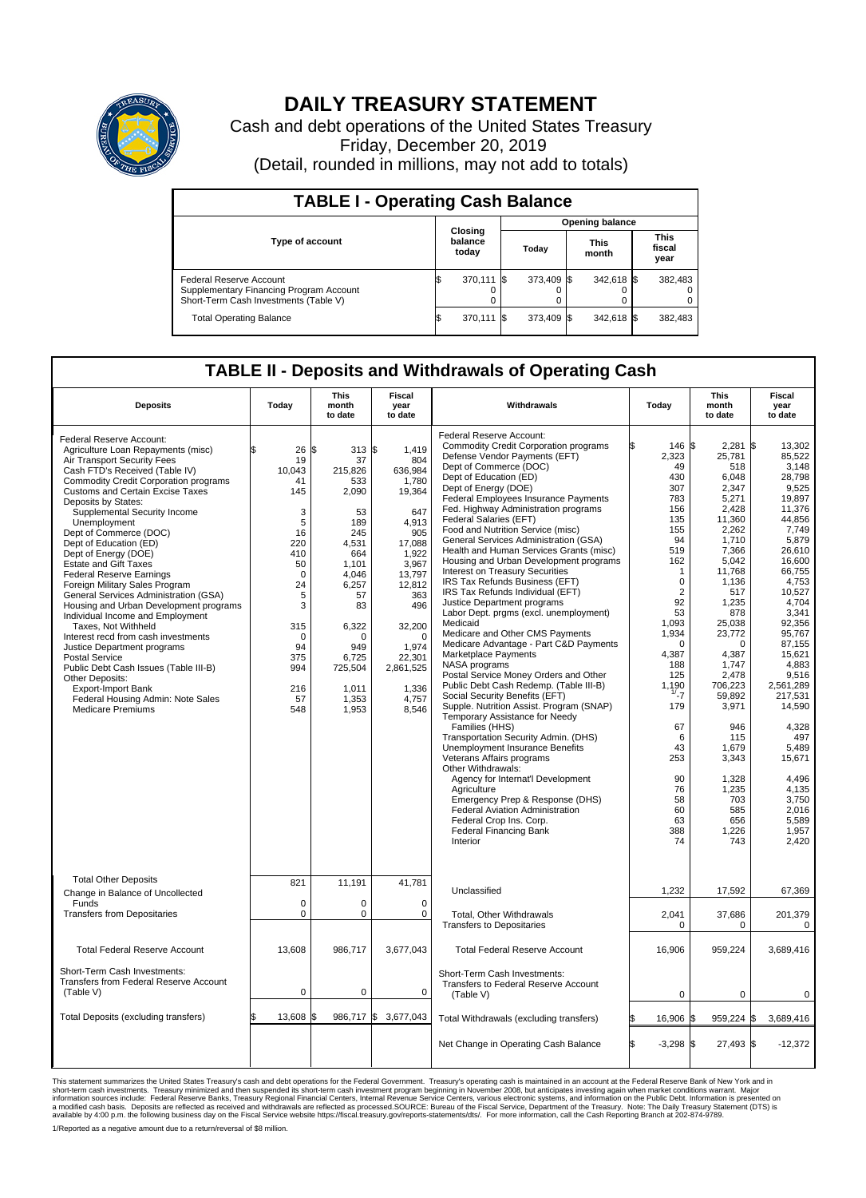# DAILY TREASURY STATEMENT

Cash and debt operations of the United States Treasury

Friday, December 20, 2019

(Detail, rounded in millions, may not add to totals)

## TABLE I - Operating Cash Balance

| Type of account | Closing balance today | Opening balance Today | Opening balance This month | Opening balance This fiscal year |
|---|---|---|---|---|
| Federal Reserve Account | $ 370,111 | $ 373,409 | $ 342,618 | $ 382,483 |
| Supplementary Financing Program Account | 0 | 0 | 0 | 0 |
| Short-Term Cash Investments (Table V) | 0 | 0 | 0 | 0 |
| Total Operating Balance | $ 370,111 | $ 373,409 | $ 342,618 | $ 382,483 |

## TABLE II - Deposits and Withdrawals of Operating Cash

| Deposits | Today | This month to date | Fiscal year to date |
|---|---|---|---|
| Federal Reserve Account: | | | |
| Agriculture Loan Repayments (misc) | $ 26 | $ 313 | $ 1,419 |
| Air Transport Security Fees | 19 | 37 | 804 |
| Cash FTD's Received (Table IV) | 10,043 | 215,826 | 636,984 |
| Commodity Credit Corporation programs | 41 | 533 | 1,780 |
| Customs and Certain Excise Taxes | 145 | 2,090 | 19,364 |
| Deposits by States: | | | |
| Supplemental Security Income | 3 | 53 | 647 |
| Unemployment | 5 | 189 | 4,913 |
| Dept of Commerce (DOC) | 16 | 245 | 905 |
| Dept of Education (ED) | 220 | 4,531 | 17,088 |
| Dept of Energy (DOE) | 410 | 664 | 1,922 |
| Estate and Gift Taxes | 50 | 1,101 | 3,967 |
| Federal Reserve Earnings | 0 | 4,046 | 13,797 |
| Foreign Military Sales Program | 24 | 6,257 | 12,812 |
| General Services Administration (GSA) | 5 | 57 | 363 |
| Housing and Urban Development programs | 3 | 83 | 496 |
| Individual Income and Employment Taxes, Not Withheld | 315 | 6,322 | 32,200 |
| Interest recd from cash investments | 0 | 0 | 0 |
| Justice Department programs | 94 | 949 | 1,974 |
| Postal Service | 375 | 6,725 | 22,301 |
| Public Debt Cash Issues (Table III-B) | 994 | 725,504 | 2,861,525 |
| Other Deposits: | | | |
| Export-Import Bank | 216 | 1,011 | 1,336 |
| Federal Housing Admin: Note Sales | 57 | 1,353 | 4,757 |
| Medicare Premiums | 548 | 1,953 | 8,546 |
| Total Other Deposits | 821 | 11,191 | 41,781 |
| Change in Balance of Uncollected Funds | 0 | 0 | 0 |
| Transfers from Depositaries | 0 | 0 | 0 |
| Total Federal Reserve Account | 13,608 | 986,717 | 3,677,043 |
| Short-Term Cash Investments: Transfers from Federal Reserve Account (Table V) | 0 | 0 | 0 |
| Total Deposits (excluding transfers) | $ 13,608 | $ 986,717 | $ 3,677,043 |

| Withdrawals | Today | This month to date | Fiscal year to date |
|---|---|---|---|
| Federal Reserve Account: | | | |
| Commodity Credit Corporation programs | $ 146 | $ 2,281 | $ 13,302 |
| Defense Vendor Payments (EFT) | 2,323 | 25,781 | 85,522 |
| Dept of Commerce (DOC) | 49 | 518 | 3,148 |
| Dept of Education (ED) | 430 | 6,048 | 28,798 |
| Dept of Energy (DOE) | 307 | 2,347 | 9,525 |
| Federal Employees Insurance Payments | 783 | 5,271 | 19,897 |
| Fed. Highway Administration programs | 156 | 2,428 | 11,376 |
| Federal Salaries (EFT) | 135 | 11,360 | 44,856 |
| Food and Nutrition Service (misc) | 155 | 2,262 | 7,749 |
| General Services Administration (GSA) | 94 | 1,710 | 5,879 |
| Health and Human Services Grants (misc) | 519 | 7,366 | 26,610 |
| Housing and Urban Development programs | 162 | 5,042 | 16,600 |
| Interest on Treasury Securities | 1 | 11,768 | 66,755 |
| IRS Tax Refunds Business (EFT) | 0 | 1,136 | 4,753 |
| IRS Tax Refunds Individual (EFT) | 2 | 517 | 10,527 |
| Justice Department programs | 92 | 1,235 | 4,704 |
| Labor Dept. prgms (excl. unemployment) | 53 | 878 | 3,341 |
| Medicaid | 1,093 | 25,038 | 92,356 |
| Medicare and Other CMS Payments | 1,934 | 23,772 | 95,767 |
| Medicare Advantage - Part C&D Payments | 0 | 0 | 87,155 |
| Marketplace Payments | 4,387 | 4,387 | 15,621 |
| NASA programs | 188 | 1,747 | 4,883 |
| Postal Service Money Orders and Other | 125 | 2,478 | 9,516 |
| Public Debt Cash Redemp. (Table III-B) | 1,190 | 706,223 | 2,561,289 |
| Social Security Benefits (EFT) | [1] -7 | 59,892 | 217,531 |
| Supple. Nutrition Assist. Program (SNAP) | 179 | 3,971 | 14,590 |
| Temporary Assistance for Needy Families (HHS) | 67 | 946 | 4,328 |
| Transportation Security Admin. (DHS) | 6 | 115 | 497 |
| Unemployment Insurance Benefits | 43 | 1,679 | 5,489 |
| Veterans Affairs programs | 253 | 3,343 | 15,671 |
| Other Withdrawals: | | | |
| Agency for Internat'l Development | 90 | 1,328 | 4,496 |
| Agriculture | 76 | 1,235 | 4,135 |
| Emergency Prep & Response (DHS) | 58 | 703 | 3,750 |
| Federal Aviation Administration | 60 | 585 | 2,016 |
| Federal Crop Ins. Corp. | 63 | 656 | 5,589 |
| Federal Financing Bank | 388 | 1,226 | 1,957 |
| Interior | 74 | 743 | 2,420 |
| Unclassified | 1,232 | 17,592 | 67,369 |
| Total, Other Withdrawals | 2,041 | 37,686 | 201,379 |
| Transfers to Depositaries | 0 | 0 | 0 |
| Total Federal Reserve Account | 16,906 | 959,224 | 3,689,416 |
| Short-Term Cash Investments: Transfers to Federal Reserve Account (Table V) | 0 | 0 | 0 |
| Total Withdrawals (excluding transfers) | $ 16,906 | $ 959,224 | $ 3,689,416 |
| Net Change in Operating Cash Balance | $ -3,298 | $ 27,493 | $ -12,372 |

This statement summarizes the United States Treasury's cash and debt operations for the Federal Government. Treasury's operating cash is maintained in an account at the Federal Reserve Bank of New York and in short-term cash investments. Treasury minimized and then suspended its short-term cash investment program beginning in November 2008, but anticipates investing again when market conditions warrant. Major information sources include: Federal Reserve Banks, Treasury Regional Financial Centers, Internal Revenue Service Centers, various electronic systems, and information on the Public Debt. Information is presented on a modified cash basis. Deposits are reflected as received and withdrawals are reflected as processed.SOURCE: Bureau of the Fiscal Service, Department of the Treasury. Note: The Daily Treasury Statement (DTS) is available by 4:00 p.m. the following business day on the Fiscal Service website https://fiscal.treasury.gov/reports-statements/dts/. For more information, call the Cash Reporting Branch at 202-874-9789.

1/Reported as a negative amount due to a return/reversal of $8 million.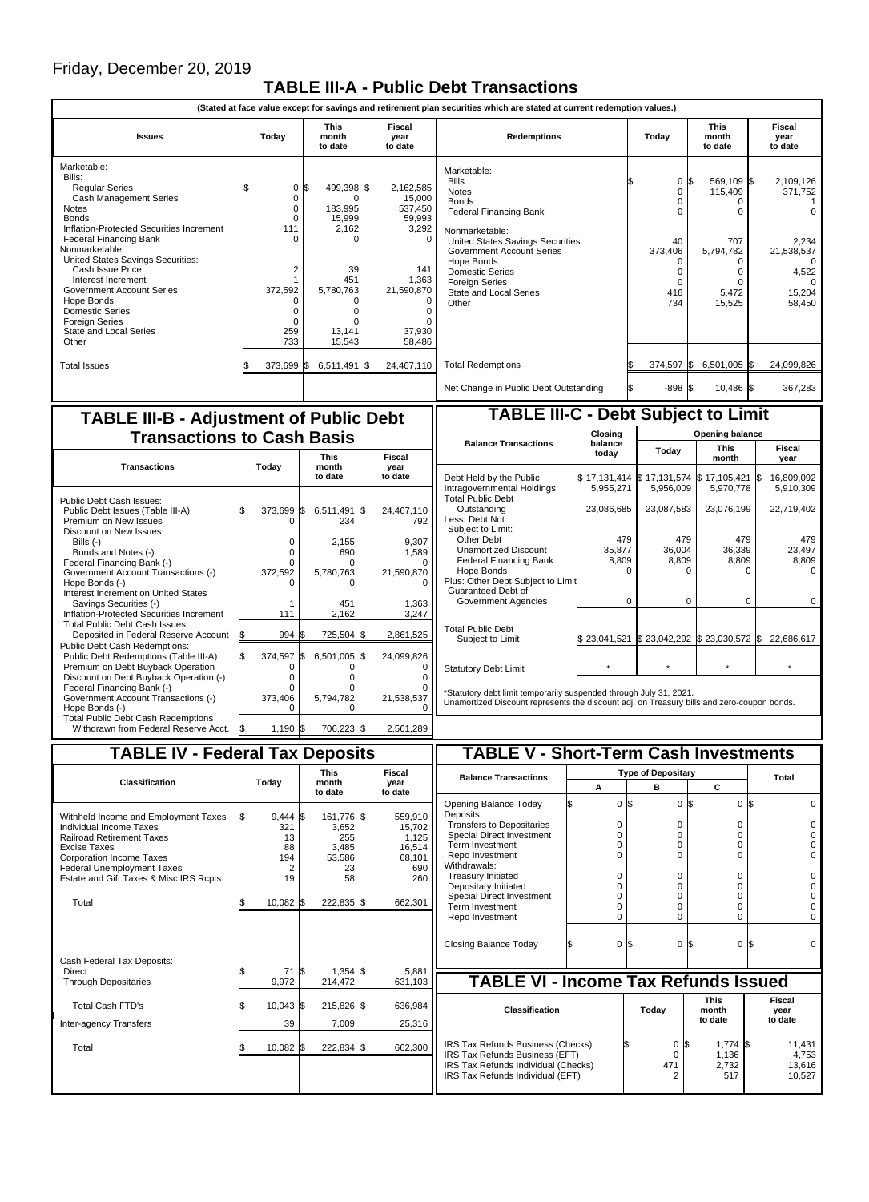Friday, December 20, 2019

# TABLE III-A - Public Debt Transactions

(Stated at face value except for savings and retirement plan securities which are stated at current redemption values.)

| Issues | Today | This month to date | Fiscal year to date |
|---|---|---|---|
| Marketable: | | | |
| Bills: | | | |
| Regular Series | $ 0 | $ 499,398 | $ 2,162,585 |
| Cash Management Series | 0 | 0 | 15,000 |
| Notes | 0 | 183,995 | 537,450 |
| Bonds | 0 | 15,999 | 59,993 |
| Inflation-Protected Securities Increment | 111 | 2,162 | 3,292 |
| Federal Financing Bank | 0 | 0 | 0 |
| Nonmarketable: | | | |
| United States Savings Securities: | | | |
| Cash Issue Price | 2 | 39 | 141 |
| Interest Increment | 1 | 451 | 1,363 |
| Government Account Series | 372,592 | 5,780,763 | 21,590,870 |
| Hope Bonds | 0 | 0 | 0 |
| Domestic Series | 0 | 0 | 0 |
| Foreign Series | 0 | 0 | 0 |
| State and Local Series | 259 | 13,141 | 37,930 |
| Other | 733 | 15,543 | 58,486 |
| Total Issues | $ 373,699 | $ 6,511,491 | $ 24,467,110 |

| Redemptions | Today | This month to date | Fiscal year to date |
|---|---|---|---|
| Marketable: | | | |
| Bills | $ 0 | $ 569,109 | $ 2,109,126 |
| Notes | 0 | 115,409 | 371,752 |
| Bonds | 0 | 0 | 1 |
| Federal Financing Bank | 0 | 0 | 0 |
| Nonmarketable: | | | |
| United States Savings Securities | 40 | 707 | 2,234 |
| Government Account Series | 373,406 | 5,794,782 | 21,538,537 |
| Hope Bonds | 0 | 0 | 0 |
| Domestic Series | 0 | 0 | 4,522 |
| Foreign Series | 0 | 0 | 0 |
| State and Local Series | 416 | 5,472 | 15,204 |
| Other | 734 | 15,525 | 58,450 |
| Total Redemptions | $ 374,597 | $ 6,501,005 | $ 24,099,826 |
| Net Change in Public Debt Outstanding | $ -898 | $ 10,486 | $ 367,283 |

# TABLE III-B - Adjustment of Public Debt Transactions to Cash Basis

| Transactions | Today | This month to date | Fiscal year to date |
|---|---|---|---|
| Public Debt Cash Issues: | | | |
| Public Debt Issues (Table III-A) | $ 373,699 | $ 6,511,491 | $ 24,467,110 |
| Premium on New Issues | 0 | 234 | 792 |
| Discount on New Issues: | | | |
| Bills (-) | 0 | 2,155 | 9,307 |
| Bonds and Notes (-) | 0 | 690 | 1,589 |
| Federal Financing Bank (-) | 0 | 0 | 0 |
| Government Account Transactions (-) | 372,592 | 5,780,763 | 21,590,870 |
| Hope Bonds (-) | 0 | 0 | 0 |
| Interest Increment on United States Savings Securities (-) | 1 | 451 | 1,363 |
| Inflation-Protected Securities Increment | 111 | 2,162 | 3,247 |
| Total Public Debt Cash Issues Deposited in Federal Reserve Account | $ 994 | $ 725,504 | $ 2,861,525 |
| Public Debt Cash Redemptions: | | | |
| Public Debt Redemptions (Table III-A) | $ 374,597 | $ 6,501,005 | $ 24,099,826 |
| Premium on Debt Buyback Operation | 0 | 0 | 0 |
| Discount on Debt Buyback Operation (-) | 0 | 0 | 0 |
| Federal Financing Bank (-) | 0 | 0 | 0 |
| Government Account Transactions (-) | 373,406 | 5,794,782 | 21,538,537 |
| Hope Bonds (-) | 0 | 0 | 0 |
| Total Public Debt Cash Redemptions Withdrawn from Federal Reserve Acct. | $ 1,190 | $ 706,223 | $ 2,561,289 |

# TABLE III-C - Debt Subject to Limit

| Balance Transactions | Closing balance today | Opening balance Today | Opening balance This month | Opening balance Fiscal year |
|---|---|---|---|---|
| Debt Held by the Public | $ 17,131,414 | $ 17,131,574 | $ 17,105,421 | $ 16,809,092 |
| Intragovernmental Holdings | 5,955,271 | 5,956,009 | 5,970,778 | 5,910,309 |
| Total Public Debt Outstanding | 23,086,685 | 23,087,583 | 23,076,199 | 22,719,402 |
| Less: Debt Not Subject to Limit: | | | | |
| Other Debt | 479 | 479 | 479 | 479 |
| Unamortized Discount | 35,877 | 36,004 | 36,339 | 23,497 |
| Federal Financing Bank | 8,809 | 8,809 | 8,809 | 8,809 |
| Hope Bonds | 0 | 0 | 0 | 0 |
| Plus: Other Debt Subject to Limit | | | | |
| Guaranteed Debt of Government Agencies | 0 | 0 | 0 | 0 |
| Total Public Debt Subject to Limit | $ 23,041,521 | $ 23,042,292 | $ 23,030,572 | $ 22,686,617 |
| Statutory Debt Limit | * | * | * | * |

*Statutory debt limit temporarily suspended through July 31, 2021.
Unamortized Discount represents the discount adj. on Treasury bills and zero-coupon bonds.

# TABLE IV - Federal Tax Deposits

| Classification | Today | This month to date | Fiscal year to date |
|---|---|---|---|
| Withheld Income and Employment Taxes | $ 9,444 | $ 161,776 | $ 559,910 |
| Individual Income Taxes | 321 | 3,652 | 15,702 |
| Railroad Retirement Taxes | 13 | 255 | 1,125 |
| Excise Taxes | 88 | 3,485 | 16,514 |
| Corporation Income Taxes | 194 | 53,586 | 68,101 |
| Federal Unemployment Taxes | 2 | 23 | 690 |
| Estate and Gift Taxes & Misc IRS Rcpts. | 19 | 58 | 260 |
| Total | $ 10,082 | $ 222,835 | $ 662,301 |
| Cash Federal Tax Deposits: | | | |
| Direct | $ 71 | $ 1,354 | $ 5,881 |
| Through Depositaries | 9,972 | 214,472 | 631,103 |
| Total Cash FTD's | $ 10,043 | $ 215,826 | $ 636,984 |
| Inter-agency Transfers | 39 | 7,009 | 25,316 |
| Total | $ 10,082 | $ 222,834 | $ 662,300 |

# TABLE V - Short-Term Cash Investments

| Balance Transactions | Type of Depositary A | Type of Depositary B | Type of Depositary C | Total |
|---|---|---|---|---|
| Opening Balance Today | $ 0 | $ 0 | $ 0 | $ 0 |
| Deposits: | | | | |
| Transfers to Depositaries | 0 | 0 | 0 | 0 |
| Special Direct Investment | 0 | 0 | 0 | 0 |
| Term Investment | 0 | 0 | 0 | 0 |
| Repo Investment | 0 | 0 | 0 | 0 |
| Withdrawals: | | | | |
| Treasury Initiated | 0 | 0 | 0 | 0 |
| Depositary Initiated | 0 | 0 | 0 | 0 |
| Special Direct Investment | 0 | 0 | 0 | 0 |
| Term Investment | 0 | 0 | 0 | 0 |
| Repo Investment | 0 | 0 | 0 | 0 |
| Closing Balance Today | $ 0 | $ 0 | $ 0 | $ 0 |

# TABLE VI - Income Tax Refunds Issued

| Classification | Today | This month to date | Fiscal year to date |
|---|---|---|---|
| IRS Tax Refunds Business (Checks) | $ 0 | $ 1,774 | $ 11,431 |
| IRS Tax Refunds Business (EFT) | 0 | 1,136 | 4,753 |
| IRS Tax Refunds Individual (Checks) | 471 | 2,732 | 13,616 |
| IRS Tax Refunds Individual (EFT) | 2 | 517 | 10,527 |